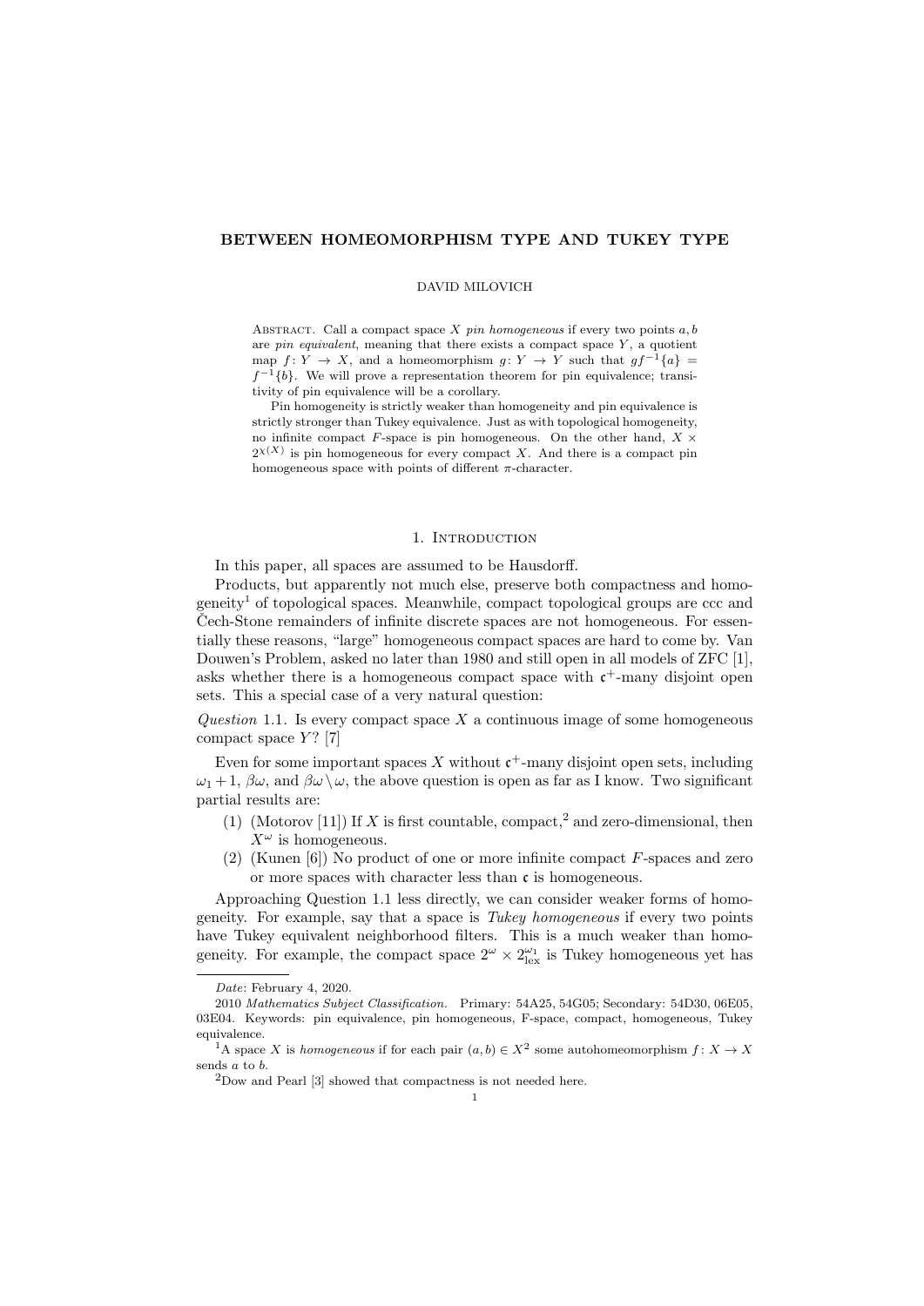# BETWEEN HOMEOMORPHISM TYPE AND TUKEY TYPE

DAVID MILOVICH

ABSTRACT. Call a compact space $X$ *pin homogeneous* if every two points $a, b$ are *pin equivalent*, meaning that there exists a compact space $Y$, a quotient map $f\colon Y \to X$, and a homeomorphism $g\colon Y \to Y$ such that $gf^{-1}\{a\} = f^{-1}\{b\}$. We will prove a representation theorem for pin equivalence; transitivity of pin equivalence will be a corollary.

Pin homogeneity is strictly weaker than homogeneity and pin equivalence is strictly stronger than Tukey equivalence. Just as with topological homogeneity, no infinite compact $F$-space is pin homogeneous. On the other hand, $X \times 2^{\chi(X)}$ is pin homogeneous for every compact $X$. And there is a compact pin homogeneous space with points of different $\pi$-character.

## 1. Introduction

In this paper, all spaces are assumed to be Hausdorff.

Products, but apparently not much else, preserve both compactness and homogeneity[1] of topological spaces. Meanwhile, compact topological groups are ccc and Čech-Stone remainders of infinite discrete spaces are not homogeneous. For essentially these reasons, "large" homogeneous compact spaces are hard to come by. Van Douwen's Problem, asked no later than 1980 and still open in all models of ZFC [1], asks whether there is a homogeneous compact space with $\mathfrak{c}^+$-many disjoint open sets. This a special case of a very natural question:

*Question* 1.1. Is every compact space $X$ a continuous image of some homogeneous compact space $Y$? [7]

Even for some important spaces $X$ without $\mathfrak{c}^+$-many disjoint open sets, including $\omega_1 + 1$, $\beta\omega$, and $\beta\omega \setminus \omega$, the above question is open as far as I know. Two significant partial results are:

(1) (Motorov [11]) If $X$ is first countable, compact,[2] and zero-dimensional, then $X^\omega$ is homogeneous.

(2) (Kunen [6]) No product of one or more infinite compact $F$-spaces and zero or more spaces with character less than $\mathfrak{c}$ is homogeneous.

Approaching Question 1.1 less directly, we can consider weaker forms of homogeneity. For example, say that a space is *Tukey homogeneous* if every two points have Tukey equivalent neighborhood filters. This is a much weaker than homogeneity. For example, the compact space $2^\omega \times 2^{\omega_1}_{\text{lex}}$ is Tukey homogeneous yet has

---

*Date*: February 4, 2020.

2010 *Mathematics Subject Classification.* Primary: 54A25, 54G05; Secondary: 54D30, 06E05, 03E04. Keywords: pin equivalence, pin homogeneous, F-space, compact, homogeneous, Tukey equivalence.

[1] A space $X$ is *homogeneous* if for each pair $(a, b) \in X^2$ some autohomeomorphism $f\colon X \to X$ sends $a$ to $b$.

[2] Dow and Pearl [3] showed that compactness is not needed here.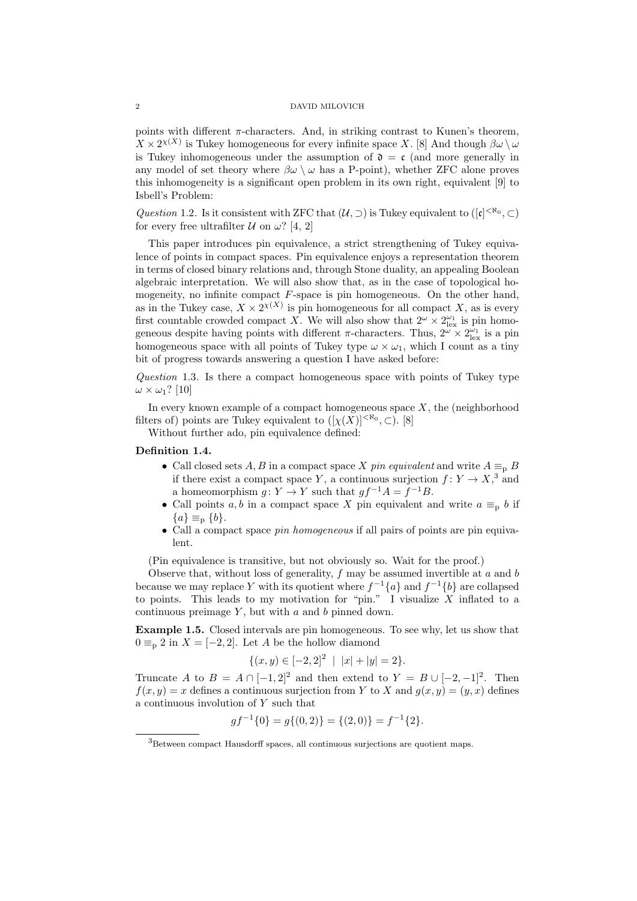points with different $\pi$-characters. And, in striking contrast to Kunen's theorem, $X \times 2^{\chi(X)}$ is Tukey homogeneous for every infinite space $X$. [8] And though $\beta\omega \setminus \omega$ is Tukey inhomogeneous under the assumption of $\mathfrak{d} = \mathfrak{c}$ (and more generally in any model of set theory where $\beta\omega \setminus \omega$ has a P-point), whether ZFC alone proves this inhomogeneity is a significant open problem in its own right, equivalent [9] to Isbell's Problem:

*Question* 1.2. Is it consistent with ZFC that $(\mathcal{U}, \supset)$ is Tukey equivalent to $([\mathfrak{c}]^{<\aleph_0}, \subset)$ for every free ultrafilter $\mathcal{U}$ on $\omega$? [4, 2]

This paper introduces pin equivalence, a strict strengthening of Tukey equivalence of points in compact spaces. Pin equivalence enjoys a representation theorem in terms of closed binary relations and, through Stone duality, an appealing Boolean algebraic interpretation. We will also show that, as in the case of topological homogeneity, no infinite compact $F$-space is pin homogeneous. On the other hand, as in the Tukey case, $X \times 2^{\chi(X)}$ is pin homogeneous for all compact $X$, as is every first countable crowded compact $X$. We will also show that $2^\omega \times 2^{\omega_1}_{\mathrm{lex}}$ is pin homogeneous despite having points with different $\pi$-characters. Thus, $2^\omega \times 2^{\omega_1}_{\mathrm{lex}}$ is a pin homogeneous space with all points of Tukey type $\omega \times \omega_1$, which I count as a tiny bit of progress towards answering a question I have asked before:

*Question* 1.3. Is there a compact homogeneous space with points of Tukey type $\omega \times \omega_1$? [10]

In every known example of a compact homogeneous space $X$, the (neighborhood filters of) points are Tukey equivalent to $([\chi(X)]^{<\aleph_0}, \subset)$. [8]

Without further ado, pin equivalence defined:

**Definition 1.4.**

- Call closed sets $A, B$ in a compact space $X$ *pin equivalent* and write $A \equiv_{\mathrm{p}} B$ if there exist a compact space $Y$, a continuous surjection $f \colon Y \to X$,[3] and a homeomorphism $g \colon Y \to Y$ such that $gf^{-1}A = f^{-1}B$.
- Call points $a, b$ in a compact space $X$ pin equivalent and write $a \equiv_{\mathrm{p}} b$ if $\{a\} \equiv_{\mathrm{p}} \{b\}$.
- Call a compact space *pin homogeneous* if all pairs of points are pin equivalent.

(Pin equivalence is transitive, but not obviously so. Wait for the proof.)

Observe that, without loss of generality, $f$ may be assumed invertible at $a$ and $b$ because we may replace $Y$ with its quotient where $f^{-1}\{a\}$ and $f^{-1}\{b\}$ are collapsed to points. This leads to my motivation for "pin." I visualize $X$ inflated to a continuous preimage $Y$, but with $a$ and $b$ pinned down.

**Example 1.5.** Closed intervals are pin homogeneous. To see why, let us show that $0 \equiv_{\mathrm{p}} 2$ in $X = [-2, 2]$. Let $A$ be the hollow diamond

$$\{(x, y) \in [-2, 2]^2 \mid |x| + |y| = 2\}.$$

Truncate $A$ to $B = A \cap [-1, 2]^2$ and then extend to $Y = B \cup [-2, -1]^2$. Then $f(x, y) = x$ defines a continuous surjection from $Y$ to $X$ and $g(x, y) = (y, x)$ defines a continuous involution of $Y$ such that

$$gf^{-1}\{0\} = g\{(0, 2)\} = \{(2, 0)\} = f^{-1}\{2\}.$$

---

[3] Between compact Hausdorff spaces, all continuous surjections are quotient maps.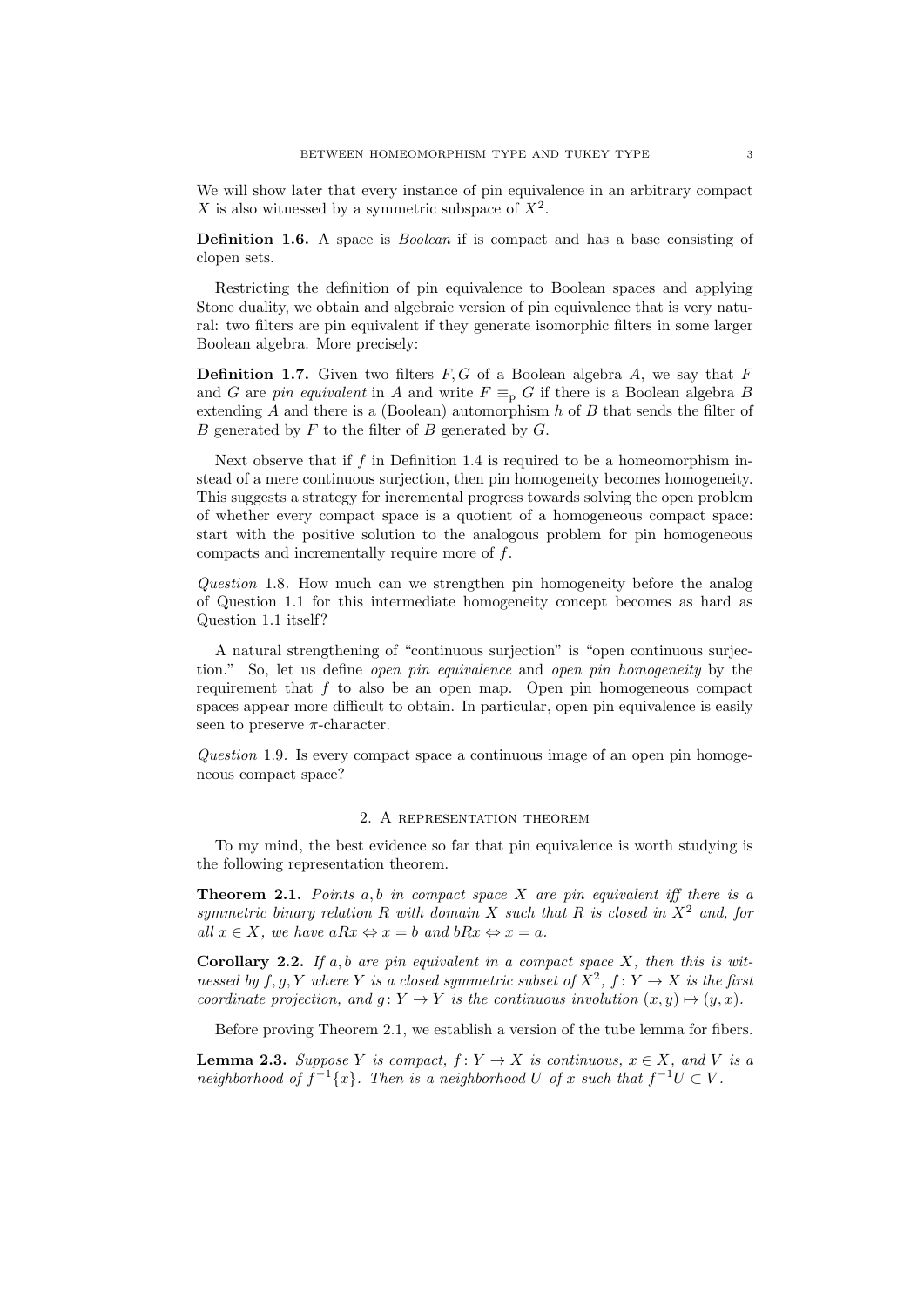We will show later that every instance of pin equivalence in an arbitrary compact $X$ is also witnessed by a symmetric subspace of $X^2$.

**Definition 1.6.** A space is *Boolean* if is compact and has a base consisting of clopen sets.

Restricting the definition of pin equivalence to Boolean spaces and applying Stone duality, we obtain and algebraic version of pin equivalence that is very natural: two filters are pin equivalent if they generate isomorphic filters in some larger Boolean algebra. More precisely:

**Definition 1.7.** Given two filters $F, G$ of a Boolean algebra $A$, we say that $F$ and $G$ are *pin equivalent* in $A$ and write $F \equiv_{\mathrm{p}} G$ if there is a Boolean algebra $B$ extending $A$ and there is a (Boolean) automorphism $h$ of $B$ that sends the filter of $B$ generated by $F$ to the filter of $B$ generated by $G$.

Next observe that if $f$ in Definition 1.4 is required to be a homeomorphism instead of a mere continuous surjection, then pin homogeneity becomes homogeneity. This suggests a strategy for incremental progress towards solving the open problem of whether every compact space is a quotient of a homogeneous compact space: start with the positive solution to the analogous problem for pin homogeneous compacts and incrementally require more of $f$.

*Question* 1.8. How much can we strengthen pin homogeneity before the analog of Question 1.1 for this intermediate homogeneity concept becomes as hard as Question 1.1 itself?

A natural strengthening of "continuous surjection" is "open continuous surjection." So, let us define *open pin equivalence* and *open pin homogeneity* by the requirement that $f$ to also be an open map. Open pin homogeneous compact spaces appear more difficult to obtain. In particular, open pin equivalence is easily seen to preserve $\pi$-character.

*Question* 1.9. Is every compact space a continuous image of an open pin homogeneous compact space?

## 2. A representation theorem

To my mind, the best evidence so far that pin equivalence is worth studying is the following representation theorem.

**Theorem 2.1.** *Points $a, b$ in compact space $X$ are pin equivalent iff there is a symmetric binary relation $R$ with domain $X$ such that $R$ is closed in $X^2$ and, for all $x \in X$, we have $aRx \Leftrightarrow x = b$ and $bRx \Leftrightarrow x = a$.*

**Corollary 2.2.** *If $a, b$ are pin equivalent in a compact space $X$, then this is witnessed by $f, g, Y$ where $Y$ is a closed symmetric subset of $X^2$, $f\colon Y \to X$ is the first coordinate projection, and $g\colon Y \to Y$ is the continuous involution $(x, y) \mapsto (y, x)$.*

Before proving Theorem 2.1, we establish a version of the tube lemma for fibers.

**Lemma 2.3.** *Suppose $Y$ is compact, $f\colon Y \to X$ is continuous, $x \in X$, and $V$ is a neighborhood of $f^{-1}\{x\}$. Then is a neighborhood $U$ of $x$ such that $f^{-1}U \subset V$.*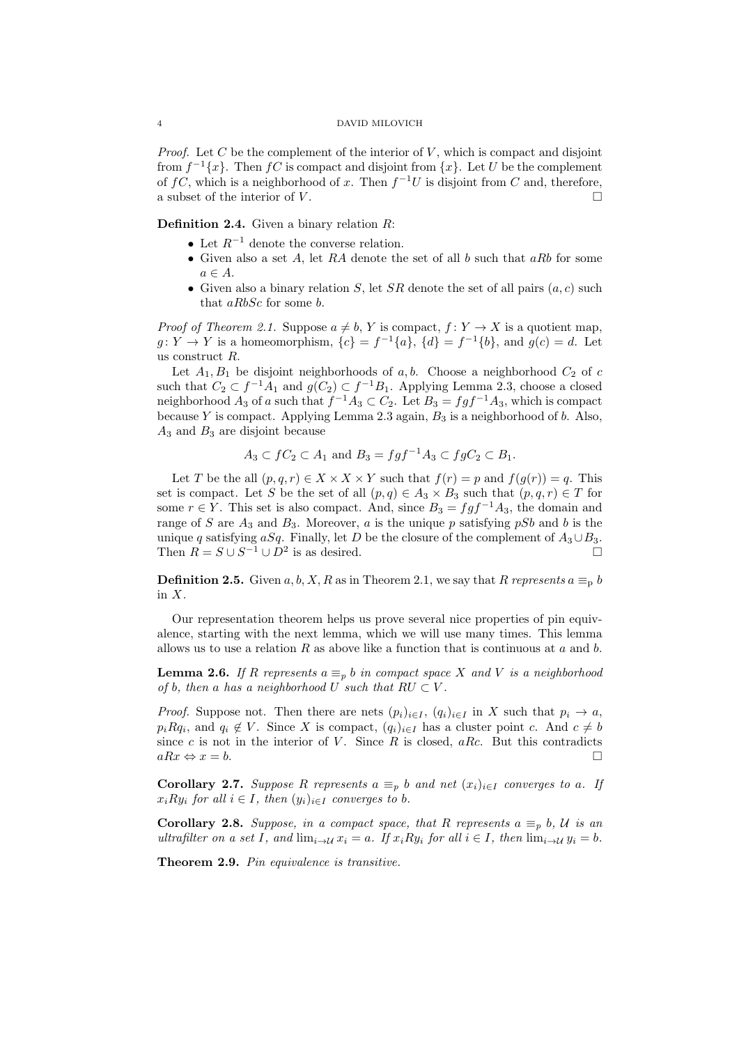*Proof.* Let $C$ be the complement of the interior of $V$, which is compact and disjoint from $f^{-1}\{x\}$. Then $fC$ is compact and disjoint from $\{x\}$. Let $U$ be the complement of $fC$, which is a neighborhood of $x$. Then $f^{-1}U$ is disjoint from $C$ and, therefore, a subset of the interior of $V$. □

**Definition 2.4.** Given a binary relation $R$:

- Let $R^{-1}$ denote the converse relation.
- Given also a set $A$, let $RA$ denote the set of all $b$ such that $aRb$ for some $a \in A$.
- Given also a binary relation $S$, let $SR$ denote the set of all pairs $(a, c)$ such that $aRbSc$ for some $b$.

*Proof of Theorem 2.1.* Suppose $a \neq b$, $Y$ is compact, $f : Y \to X$ is a quotient map, $g : Y \to Y$ is a homeomorphism, $\{c\} = f^{-1}\{a\}$, $\{d\} = f^{-1}\{b\}$, and $g(c) = d$. Let us construct $R$.

Let $A_1, B_1$ be disjoint neighborhoods of $a, b$. Choose a neighborhood $C_2$ of $c$ such that $C_2 \subset f^{-1}A_1$ and $g(C_2) \subset f^{-1}B_1$. Applying Lemma 2.3, choose a closed neighborhood $A_3$ of $a$ such that $f^{-1}A_3 \subset C_2$. Let $B_3 = fgf^{-1}A_3$, which is compact because $Y$ is compact. Applying Lemma 2.3 again, $B_3$ is a neighborhood of $b$. Also, $A_3$ and $B_3$ are disjoint because

$$A_3 \subset fC_2 \subset A_1 \text{ and } B_3 = fgf^{-1}A_3 \subset fgC_2 \subset B_1.$$

Let $T$ be the all $(p, q, r) \in X \times X \times Y$ such that $f(r) = p$ and $f(g(r)) = q$. This set is compact. Let $S$ be the set of all $(p, q) \in A_3 \times B_3$ such that $(p, q, r) \in T$ for some $r \in Y$. This set is also compact. And, since $B_3 = fgf^{-1}A_3$, the domain and range of $S$ are $A_3$ and $B_3$. Moreover, $a$ is the unique $p$ satisfying $pSb$ and $b$ is the unique $q$ satisfying $aSq$. Finally, let $D$ be the closure of the complement of $A_3 \cup B_3$. Then $R = S \cup S^{-1} \cup D^2$ is as desired. □

**Definition 2.5.** Given $a, b, X, R$ as in Theorem 2.1, we say that $R$ *represents* $a \equiv_{\mathrm{p}} b$ in $X$.

Our representation theorem helps us prove several nice properties of pin equivalence, starting with the next lemma, which we will use many times. This lemma allows us to use a relation $R$ as above like a function that is continuous at $a$ and $b$.

**Lemma 2.6.** *If $R$ represents $a \equiv_p b$ in compact space $X$ and $V$ is a neighborhood of $b$, then $a$ has a neighborhood $U$ such that $RU \subset V$.*

*Proof.* Suppose not. Then there are nets $(p_i)_{i\in I}$, $(q_i)_{i\in I}$ in $X$ such that $p_i \to a$, $p_iRq_i$, and $q_i \notin V$. Since $X$ is compact, $(q_i)_{i\in I}$ has a cluster point $c$. And $c \neq b$ since $c$ is not in the interior of $V$. Since $R$ is closed, $aRc$. But this contradicts $aRx \Leftrightarrow x = b$. □

**Corollary 2.7.** *Suppose $R$ represents $a \equiv_p b$ and net $(x_i)_{i\in I}$ converges to $a$. If $x_iRy_i$ for all $i \in I$, then $(y_i)_{i\in I}$ converges to $b$.*

**Corollary 2.8.** *Suppose, in a compact space, that $R$ represents $a \equiv_p b$, $\mathcal{U}$ is an ultrafilter on a set $I$, and $\lim_{i\to\mathcal{U}} x_i = a$. If $x_iRy_i$ for all $i \in I$, then $\lim_{i\to\mathcal{U}} y_i = b$.*

**Theorem 2.9.** *Pin equivalence is transitive.*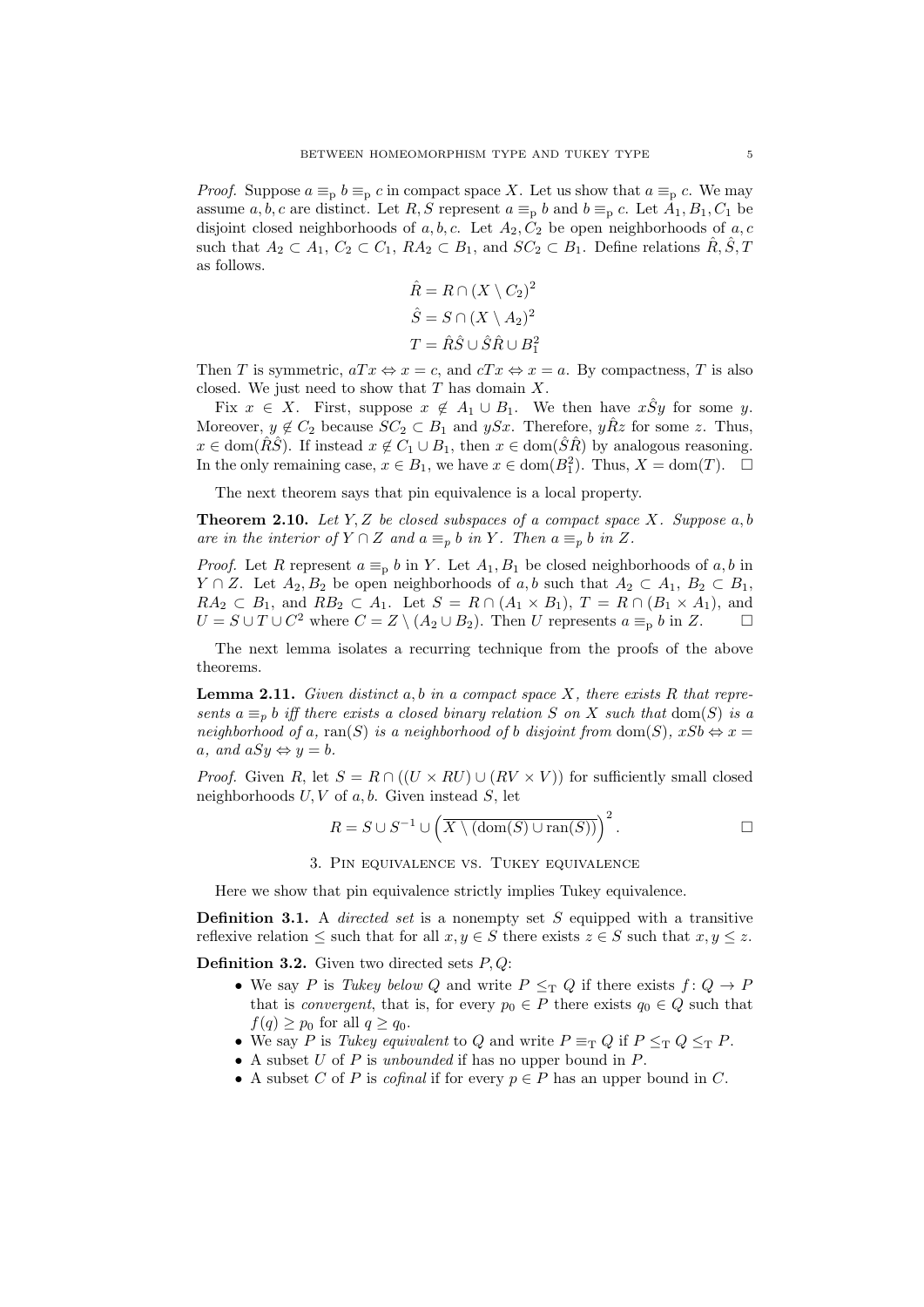*Proof.* Suppose $a \equiv_{\mathrm{p}} b \equiv_{\mathrm{p}} c$ in compact space $X$. Let us show that $a \equiv_{\mathrm{p}} c$. We may assume $a, b, c$ are distinct. Let $R, S$ represent $a \equiv_{\mathrm{p}} b$ and $b \equiv_{\mathrm{p}} c$. Let $A_1, B_1, C_1$ be disjoint closed neighborhoods of $a, b, c$. Let $A_2, C_2$ be open neighborhoods of $a, c$ such that $A_2 \subset A_1$, $C_2 \subset C_1$, $RA_2 \subset B_1$, and $SC_2 \subset B_1$. Define relations $\hat{R}, \hat{S}, T$ as follows.

$$\hat{R} = R \cap (X \setminus C_2)^2$$
$$\hat{S} = S \cap (X \setminus A_2)^2$$
$$T = \hat{R}\hat{S} \cup \hat{S}\hat{R} \cup B_1^2$$

Then $T$ is symmetric, $aTx \Leftrightarrow x = c$, and $cTx \Leftrightarrow x = a$. By compactness, $T$ is also closed. We just need to show that $T$ has domain $X$.

Fix $x \in X$. First, suppose $x \notin A_1 \cup B_1$. We then have $x\hat{S}y$ for some $y$. Moreover, $y \notin C_2$ because $SC_2 \subset B_1$ and $ySx$. Therefore, $y\hat{R}z$ for some $z$. Thus, $x \in \mathrm{dom}(\hat{R}\hat{S})$. If instead $x \notin C_1 \cup B_1$, then $x \in \mathrm{dom}(\hat{S}\hat{R})$ by analogous reasoning. In the only remaining case, $x \in B_1$, we have $x \in \mathrm{dom}(B_1^2)$. Thus, $X = \mathrm{dom}(T)$. $\square$

The next theorem says that pin equivalence is a local property.

**Theorem 2.10.** *Let $Y, Z$ be closed subspaces of a compact space $X$. Suppose $a, b$ are in the interior of $Y \cap Z$ and $a \equiv_p b$ in $Y$. Then $a \equiv_p b$ in $Z$.*

*Proof.* Let $R$ represent $a \equiv_{\mathrm{p}} b$ in $Y$. Let $A_1, B_1$ be closed neighborhoods of $a, b$ in $Y \cap Z$. Let $A_2, B_2$ be open neighborhoods of $a, b$ such that $A_2 \subset A_1$, $B_2 \subset B_1$, $RA_2 \subset B_1$, and $RB_2 \subset A_1$. Let $S = R \cap (A_1 \times B_1)$, $T = R \cap (B_1 \times A_1)$, and $U = S \cup T \cup C^2$ where $C = Z \setminus (A_2 \cup B_2)$. Then $U$ represents $a \equiv_{\mathrm{p}} b$ in $Z$. $\square$

The next lemma isolates a recurring technique from the proofs of the above theorems.

**Lemma 2.11.** *Given distinct $a, b$ in a compact space $X$, there exists $R$ that represents $a \equiv_p b$ iff there exists a closed binary relation $S$ on $X$ such that $\mathrm{dom}(S)$ is a neighborhood of $a$, $\mathrm{ran}(S)$ is a neighborhood of $b$ disjoint from $\mathrm{dom}(S)$, $xSb \Leftrightarrow x = a$, and $aSy \Leftrightarrow y = b$.*

*Proof.* Given $R$, let $S = R \cap ((U \times RU) \cup (RV \times V))$ for sufficiently small closed neighborhoods $U, V$ of $a, b$. Given instead $S$, let

$$R = S \cup S^{-1} \cup \left(\overline{X \setminus (\mathrm{dom}(S) \cup \mathrm{ran}(S))}\right)^2. \qquad \square$$

## 3. Pin equivalence vs. Tukey equivalence

Here we show that pin equivalence strictly implies Tukey equivalence.

**Definition 3.1.** A *directed set* is a nonempty set $S$ equipped with a transitive reflexive relation $\leq$ such that for all $x, y \in S$ there exists $z \in S$ such that $x, y \leq z$.

**Definition 3.2.** Given two directed sets $P, Q$:

- We say $P$ is *Tukey below* $Q$ and write $P \leq_{\mathrm{T}} Q$ if there exists $f \colon Q \to P$ that is *convergent*, that is, for every $p_0 \in P$ there exists $q_0 \in Q$ such that $f(q) \geq p_0$ for all $q \geq q_0$.
- We say $P$ is *Tukey equivalent* to $Q$ and write $P \equiv_{\mathrm{T}} Q$ if $P \leq_{\mathrm{T}} Q \leq_{\mathrm{T}} P$.
- A subset $U$ of $P$ is *unbounded* if has no upper bound in $P$.
- A subset $C$ of $P$ is *cofinal* if for every $p \in P$ has an upper bound in $C$.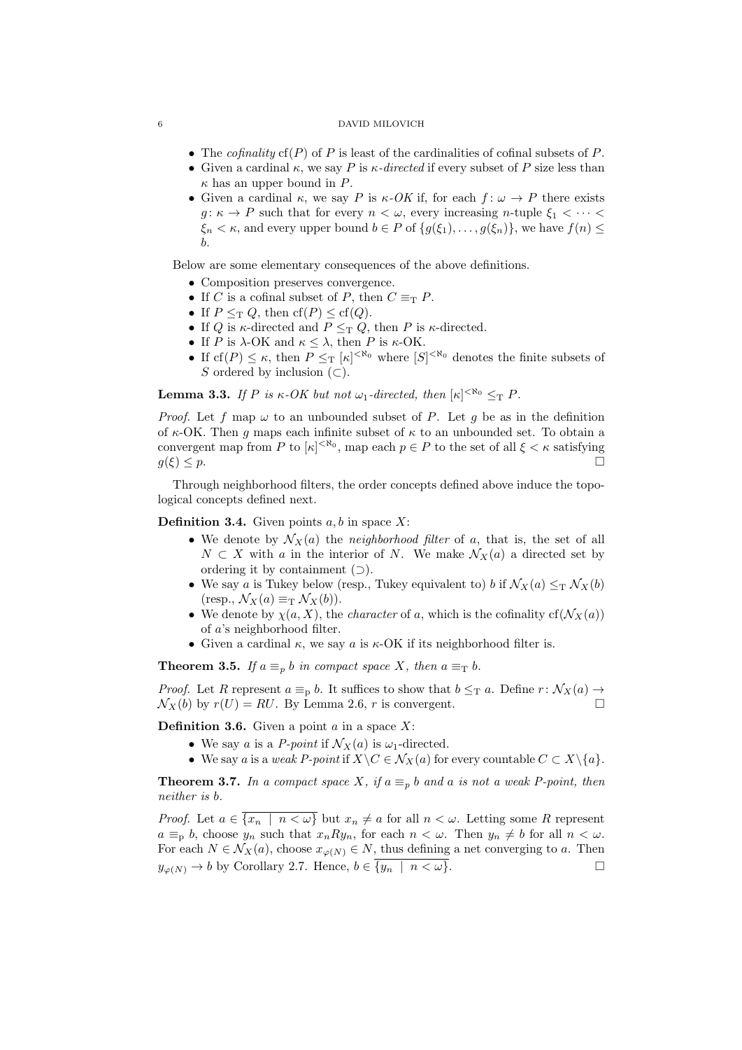- The *cofinality* $\mathrm{cf}(P)$ of $P$ is least of the cardinalities of cofinal subsets of $P$.
- Given a cardinal $\kappa$, we say $P$ is *$\kappa$-directed* if every subset of $P$ size less than $\kappa$ has an upper bound in $P$.
- Given a cardinal $\kappa$, we say $P$ is *$\kappa$-OK* if, for each $f\colon \omega \to P$ there exists $g\colon \kappa \to P$ such that for every $n < \omega$, every increasing $n$-tuple $\xi_1 < \cdots < \xi_n < \kappa$, and every upper bound $b \in P$ of $\{g(\xi_1), \ldots, g(\xi_n)\}$, we have $f(n) \leq b$.

Below are some elementary consequences of the above definitions.

- Composition preserves convergence.
- If $C$ is a cofinal subset of $P$, then $C \equiv_{\mathrm{T}} P$.
- If $P \leq_{\mathrm{T}} Q$, then $\mathrm{cf}(P) \leq \mathrm{cf}(Q)$.
- If $Q$ is $\kappa$-directed and $P \leq_{\mathrm{T}} Q$, then $P$ is $\kappa$-directed.
- If $P$ is $\lambda$-OK and $\kappa \leq \lambda$, then $P$ is $\kappa$-OK.
- If $\mathrm{cf}(P) \leq \kappa$, then $P \leq_{\mathrm{T}} [\kappa]^{<\aleph_0}$ where $[S]^{<\aleph_0}$ denotes the finite subsets of $S$ ordered by inclusion ($\subset$).

**Lemma 3.3.** *If $P$ is $\kappa$-OK but not $\omega_1$-directed, then $[\kappa]^{<\aleph_0} \leq_{\mathrm{T}} P$.*

*Proof.* Let $f$ map $\omega$ to an unbounded subset of $P$. Let $g$ be as in the definition of $\kappa$-OK. Then $g$ maps each infinite subset of $\kappa$ to an unbounded set. To obtain a convergent map from $P$ to $[\kappa]^{<\aleph_0}$, map each $p \in P$ to the set of all $\xi < \kappa$ satisfying $g(\xi) \leq p$. $\square$

Through neighborhood filters, the order concepts defined above induce the topological concepts defined next.

**Definition 3.4.** Given points $a, b$ in space $X$:

- We denote by $\mathcal{N}_X(a)$ the *neighborhood filter* of $a$, that is, the set of all $N \subset X$ with $a$ in the interior of $N$. We make $\mathcal{N}_X(a)$ a directed set by ordering it by containment ($\supset$).
- We say $a$ is Tukey below (resp., Tukey equivalent to) $b$ if $\mathcal{N}_X(a) \leq_{\mathrm{T}} \mathcal{N}_X(b)$ (resp., $\mathcal{N}_X(a) \equiv_{\mathrm{T}} \mathcal{N}_X(b)$).
- We denote by $\chi(a, X)$, the *character* of $a$, which is the cofinality $\mathrm{cf}(\mathcal{N}_X(a))$ of $a$'s neighborhood filter.
- Given a cardinal $\kappa$, we say $a$ is $\kappa$-OK if its neighborhood filter is.

**Theorem 3.5.** *If $a \equiv_p b$ in compact space $X$, then $a \equiv_{\mathrm{T}} b$.*

*Proof.* Let $R$ represent $a \equiv_{\mathrm{p}} b$. It suffices to show that $b \leq_{\mathrm{T}} a$. Define $r\colon \mathcal{N}_X(a) \to \mathcal{N}_X(b)$ by $r(U) = RU$. By Lemma 2.6, $r$ is convergent. $\square$

**Definition 3.6.** Given a point $a$ in a space $X$:

- We say $a$ is a *P-point* if $\mathcal{N}_X(a)$ is $\omega_1$-directed.
- We say $a$ is a *weak P-point* if $X \setminus C \in \mathcal{N}_X(a)$ for every countable $C \subset X \setminus \{a\}$.

**Theorem 3.7.** *In a compact space $X$, if $a \equiv_p b$ and $a$ is not a weak P-point, then neither is $b$.*

*Proof.* Let $a \in \overline{\{x_n \mid n < \omega\}}$ but $x_n \neq a$ for all $n < \omega$. Letting some $R$ represent $a \equiv_{\mathrm{p}} b$, choose $y_n$ such that $x_n R y_n$, for each $n < \omega$. Then $y_n \neq b$ for all $n < \omega$. For each $N \in \mathcal{N}_X(a)$, choose $x_{\varphi(N)} \in N$, thus defining a net converging to $a$. Then $y_{\varphi(N)} \to b$ by Corollary 2.7. Hence, $b \in \overline{\{y_n \mid n < \omega\}}$. $\square$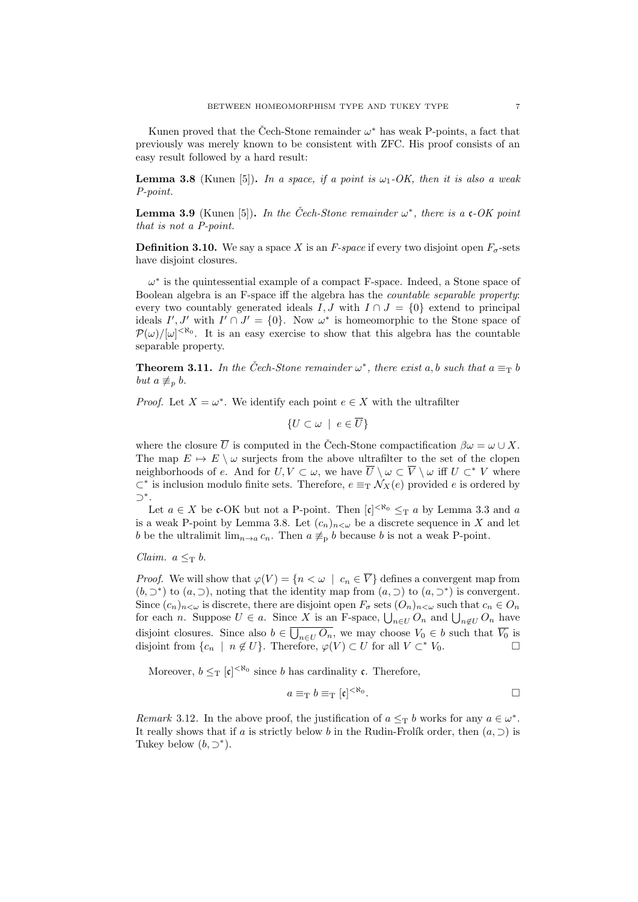Kunen proved that the Čech-Stone remainder $\omega^*$ has weak P-points, a fact that previously was merely known to be consistent with ZFC. His proof consists of an easy result followed by a hard result:

**Lemma 3.8** (Kunen [5])**.** *In a space, if a point is $\omega_1$-OK, then it is also a weak P-point.*

**Lemma 3.9** (Kunen [5])**.** *In the Čech-Stone remainder $\omega^*$, there is a $\mathfrak{c}$-OK point that is not a P-point.*

**Definition 3.10.** We say a space $X$ is an *F-space* if every two disjoint open $F_\sigma$-sets have disjoint closures.

$\omega^*$ is the quintessential example of a compact F-space. Indeed, a Stone space of Boolean algebra is an F-space iff the algebra has the *countable separable property*: every two countably generated ideals $I, J$ with $I \cap J = \{0\}$ extend to principal ideals $I', J'$ with $I' \cap J' = \{0\}$. Now $\omega^*$ is homeomorphic to the Stone space of $\mathcal{P}(\omega)/[\omega]^{<\aleph_0}$. It is an easy exercise to show that this algebra has the countable separable property.

**Theorem 3.11.** *In the Čech-Stone remainder $\omega^*$, there exist $a, b$ such that $a \equiv_{\mathrm{T}} b$ but $a \not\equiv_p b$.*

*Proof.* Let $X = \omega^*$. We identify each point $e \in X$ with the ultrafilter

$$\{U \subset \omega \mid e \in \overline{U}\}$$

where the closure $\overline{U}$ is computed in the Čech-Stone compactification $\beta\omega = \omega \cup X$. The map $E \mapsto E \setminus \omega$ surjects from the above ultrafilter to the set of the clopen neighborhoods of $e$. And for $U, V \subset \omega$, we have $\overline{U} \setminus \omega \subset \overline{V} \setminus \omega$ iff $U \subset^* V$ where $\subset^*$ is inclusion modulo finite sets. Therefore, $e \equiv_{\mathrm{T}} \mathcal{N}_X(e)$ provided $e$ is ordered by $\supset^*$.

Let $a \in X$ be $\mathfrak{c}$-OK but not a P-point. Then $[\mathfrak{c}]^{<\aleph_0} \leq_{\mathrm{T}} a$ by Lemma 3.3 and $a$ is a weak P-point by Lemma 3.8. Let $(c_n)_{n<\omega}$ be a discrete sequence in $X$ and let $b$ be the ultralimit $\lim_{n\to a} c_n$. Then $a \not\equiv_{\mathrm{p}} b$ because $b$ is not a weak P-point.

*Claim.* $a \leq_{\mathrm{T}} b$.

*Proof.* We will show that $\varphi(V) = \{n < \omega \mid c_n \in \overline{V}\}$ defines a convergent map from $(b, \supset^*)$ to $(a, \supset)$, noting that the identity map from $(a, \supset)$ to $(a, \supset^*)$ is convergent. Since $(c_n)_{n<\omega}$ is discrete, there are disjoint open $F_\sigma$ sets $(O_n)_{n<\omega}$ such that $c_n \in O_n$ for each $n$. Suppose $U \in a$. Since $X$ is an F-space, $\bigcup_{n\in U} O_n$ and $\bigcup_{n\notin U} O_n$ have disjoint closures. Since also $b \in \overline{\bigcup_{n\in U} O_n}$, we may choose $V_0 \in b$ such that $\overline{V_0}$ is disjoint from $\{c_n \mid n \notin U\}$. Therefore, $\varphi(V) \subset U$ for all $V \subset^* V_0$. $\square$

Moreover, $b \leq_{\mathrm{T}} [\mathfrak{c}]^{<\aleph_0}$ since $b$ has cardinality $\mathfrak{c}$. Therefore,

$$a \equiv_{\mathrm{T}} b \equiv_{\mathrm{T}} [\mathfrak{c}]^{<\aleph_0}.$$

$\square$

*Remark* 3.12. In the above proof, the justification of $a \leq_{\mathrm{T}} b$ works for any $a \in \omega^*$. It really shows that if $a$ is strictly below $b$ in the Rudin-Frolík order, then $(a, \supset)$ is Tukey below $(b, \supset^*)$.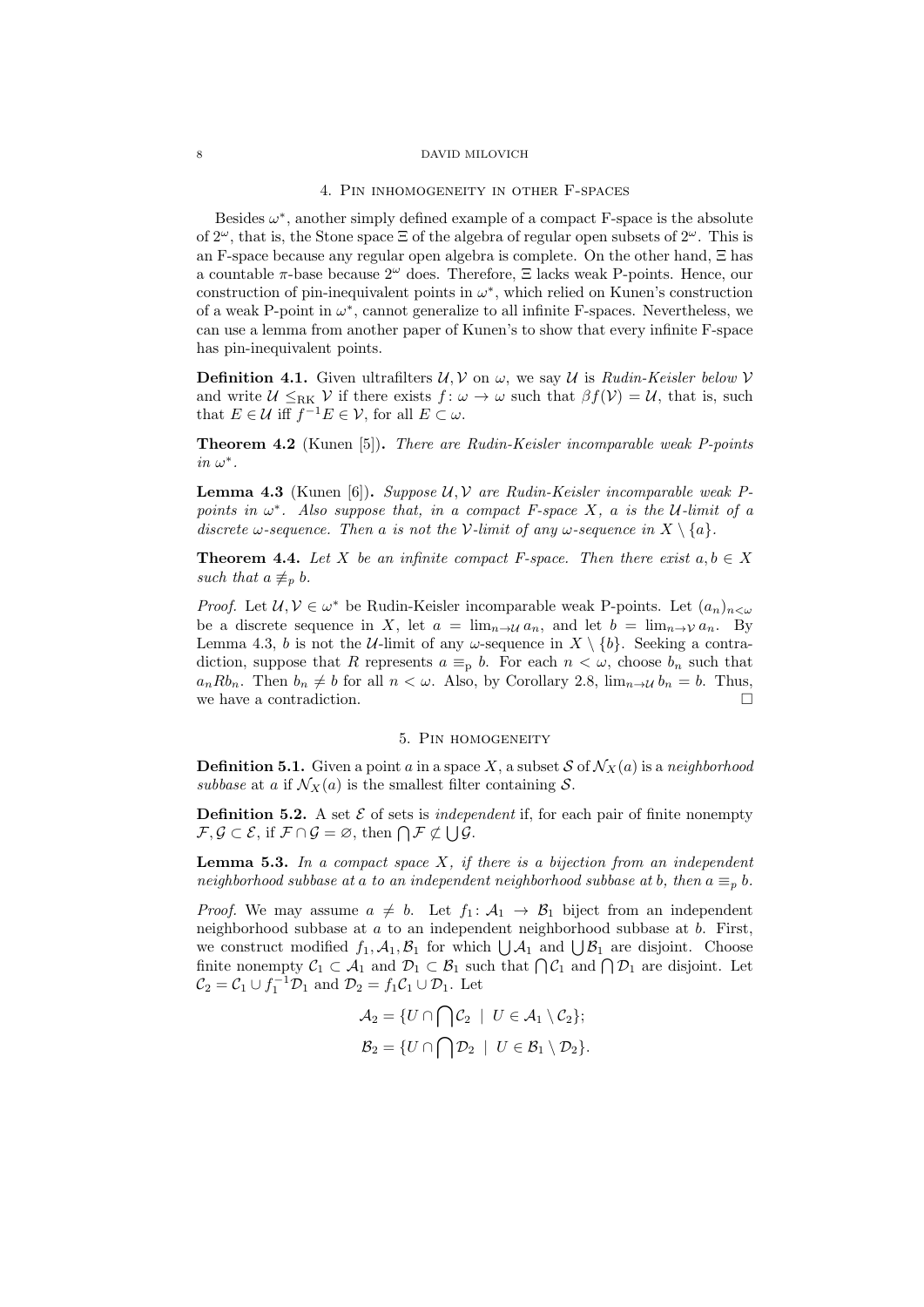## 4. Pin inhomogeneity in other F-spaces

Besides $\omega^*$, another simply defined example of a compact F-space is the absolute of $2^\omega$, that is, the Stone space $\Xi$ of the algebra of regular open subsets of $2^\omega$. This is an F-space because any regular open algebra is complete. On the other hand, $\Xi$ has a countable $\pi$-base because $2^\omega$ does. Therefore, $\Xi$ lacks weak P-points. Hence, our construction of pin-inequivalent points in $\omega^*$, which relied on Kunen's construction of a weak P-point in $\omega^*$, cannot generalize to all infinite F-spaces. Nevertheless, we can use a lemma from another paper of Kunen's to show that every infinite F-space has pin-inequivalent points.

**Definition 4.1.** Given ultrafilters $\mathcal{U}, \mathcal{V}$ on $\omega$, we say $\mathcal{U}$ is *Rudin-Keisler below* $\mathcal{V}$ and write $\mathcal{U} \leq_{\mathrm{RK}} \mathcal{V}$ if there exists $f\colon \omega \to \omega$ such that $\beta f(\mathcal{V}) = \mathcal{U}$, that is, such that $E \in \mathcal{U}$ iff $f^{-1}E \in \mathcal{V}$, for all $E \subset \omega$.

**Theorem 4.2** (Kunen [5])**.** *There are Rudin-Keisler incomparable weak P-points in* $\omega^*$*.*

**Lemma 4.3** (Kunen [6])**.** *Suppose $\mathcal{U}, \mathcal{V}$ are Rudin-Keisler incomparable weak P-points in $\omega^*$. Also suppose that, in a compact F-space $X$, $a$ is the $\mathcal{U}$-limit of a discrete $\omega$-sequence. Then $a$ is not the $\mathcal{V}$-limit of any $\omega$-sequence in $X \setminus \{a\}$.*

**Theorem 4.4.** *Let $X$ be an infinite compact F-space. Then there exist $a, b \in X$ such that $a \not\equiv_p b$.*

*Proof.* Let $\mathcal{U}, \mathcal{V} \in \omega^*$ be Rudin-Keisler incomparable weak P-points. Let $(a_n)_{n<\omega}$ be a discrete sequence in $X$, let $a = \lim_{n\to\mathcal{U}} a_n$, and let $b = \lim_{n\to\mathcal{V}} a_n$. By Lemma 4.3, $b$ is not the $\mathcal{U}$-limit of any $\omega$-sequence in $X \setminus \{b\}$. Seeking a contradiction, suppose that $R$ represents $a \equiv_{\mathrm{p}} b$. For each $n < \omega$, choose $b_n$ such that $a_n R b_n$. Then $b_n \neq b$ for all $n < \omega$. Also, by Corollary 2.8, $\lim_{n\to\mathcal{U}} b_n = b$. Thus, we have a contradiction. $\square$

## 5. Pin homogeneity

**Definition 5.1.** Given a point $a$ in a space $X$, a subset $\mathcal{S}$ of $\mathcal{N}_X(a)$ is a *neighborhood subbase* at $a$ if $\mathcal{N}_X(a)$ is the smallest filter containing $\mathcal{S}$.

**Definition 5.2.** A set $\mathcal{E}$ of sets is *independent* if, for each pair of finite nonempty $\mathcal{F}, \mathcal{G} \subset \mathcal{E}$, if $\mathcal{F} \cap \mathcal{G} = \varnothing$, then $\bigcap \mathcal{F} \not\subset \bigcup \mathcal{G}$.

**Lemma 5.3.** *In a compact space $X$, if there is a bijection from an independent neighborhood subbase at $a$ to an independent neighborhood subbase at $b$, then $a \equiv_p b$.*

*Proof.* We may assume $a \neq b$. Let $f_1\colon \mathcal{A}_1 \to \mathcal{B}_1$ biject from an independent neighborhood subbase at $a$ to an independent neighborhood subbase at $b$. First, we construct modified $f_1, \mathcal{A}_1, \mathcal{B}_1$ for which $\bigcup \mathcal{A}_1$ and $\bigcup \mathcal{B}_1$ are disjoint. Choose finite nonempty $\mathcal{C}_1 \subset \mathcal{A}_1$ and $\mathcal{D}_1 \subset \mathcal{B}_1$ such that $\bigcap \mathcal{C}_1$ and $\bigcap \mathcal{D}_1$ are disjoint. Let $\mathcal{C}_2 = \mathcal{C}_1 \cup f_1^{-1}\mathcal{D}_1$ and $\mathcal{D}_2 = f_1\mathcal{C}_1 \cup \mathcal{D}_1$. Let

$$\mathcal{A}_2 = \{U \cap \bigcap \mathcal{C}_2 \mid U \in \mathcal{A}_1 \setminus \mathcal{C}_2\};$$
$$\mathcal{B}_2 = \{U \cap \bigcap \mathcal{D}_2 \mid U \in \mathcal{B}_1 \setminus \mathcal{D}_2\}.$$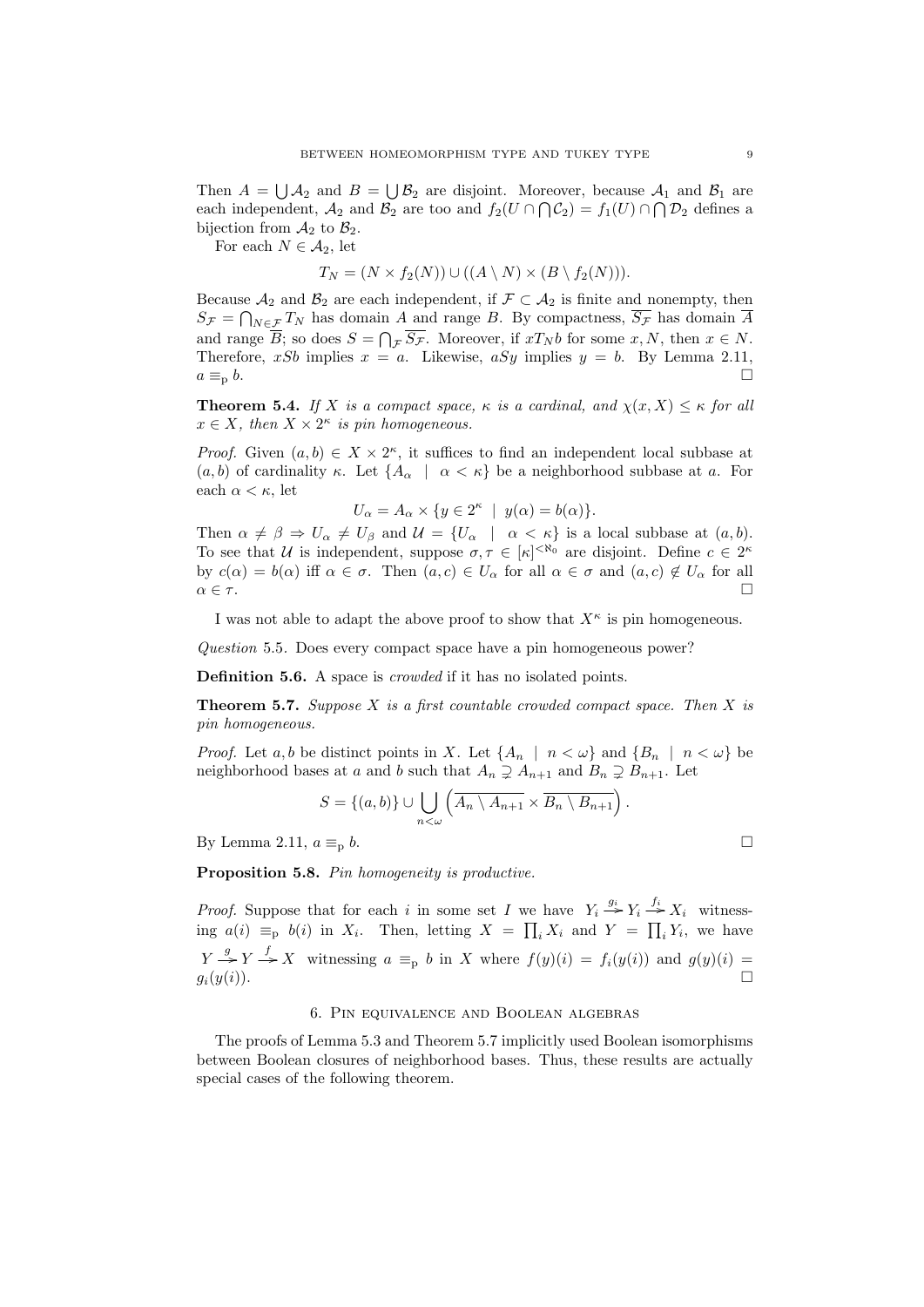Then $A = \bigcup \mathcal{A}_2$ and $B = \bigcup \mathcal{B}_2$ are disjoint. Moreover, because $\mathcal{A}_1$ and $\mathcal{B}_1$ are each independent, $\mathcal{A}_2$ and $\mathcal{B}_2$ are too and $f_2(U \cap \bigcap \mathcal{C}_2) = f_1(U) \cap \bigcap \mathcal{D}_2$ defines a bijection from $\mathcal{A}_2$ to $\mathcal{B}_2$.

For each $N \in \mathcal{A}_2$, let

$$T_N = (N \times f_2(N)) \cup ((A \setminus N) \times (B \setminus f_2(N))).$$

Because $\mathcal{A}_2$ and $\mathcal{B}_2$ are each independent, if $\mathcal{F} \subset \mathcal{A}_2$ is finite and nonempty, then $S_\mathcal{F} = \bigcap_{N \in \mathcal{F}} T_N$ has domain $A$ and range $B$. By compactness, $\overline{S_\mathcal{F}}$ has domain $\overline{A}$ and range $\overline{B}$; so does $S = \bigcap_\mathcal{F} \overline{S_\mathcal{F}}$. Moreover, if $x T_N b$ for some $x, N$, then $x \in N$. Therefore, $xSb$ implies $x = a$. Likewise, $aSy$ implies $y = b$. By Lemma 2.11, $a \equiv_\mathrm{p} b$. $\square$

**Theorem 5.4.** *If $X$ is a compact space, $\kappa$ is a cardinal, and $\chi(x, X) \leq \kappa$ for all $x \in X$, then $X \times 2^\kappa$ is pin homogeneous.*

*Proof.* Given $(a, b) \in X \times 2^\kappa$, it suffices to find an independent local subbase at $(a, b)$ of cardinality $\kappa$. Let $\{A_\alpha \mid \alpha < \kappa\}$ be a neighborhood subbase at $a$. For each $\alpha < \kappa$, let

$$U_\alpha = A_\alpha \times \{y \in 2^\kappa \mid y(\alpha) = b(\alpha)\}.$$

Then $\alpha \neq \beta \Rightarrow U_\alpha \neq U_\beta$ and $\mathcal{U} = \{U_\alpha \mid \alpha < \kappa\}$ is a local subbase at $(a, b)$. To see that $\mathcal{U}$ is independent, suppose $\sigma, \tau \in [\kappa]^{<\aleph_0}$ are disjoint. Define $c \in 2^\kappa$ by $c(\alpha) = b(\alpha)$ iff $\alpha \in \sigma$. Then $(a, c) \in U_\alpha$ for all $\alpha \in \sigma$ and $(a, c) \notin U_\alpha$ for all $\alpha \in \tau$. $\square$

I was not able to adapt the above proof to show that $X^\kappa$ is pin homogeneous.

*Question* 5.5. Does every compact space have a pin homogeneous power?

**Definition 5.6.** A space is *crowded* if it has no isolated points.

**Theorem 5.7.** *Suppose $X$ is a first countable crowded compact space. Then $X$ is pin homogeneous.*

*Proof.* Let $a, b$ be distinct points in $X$. Let $\{A_n \mid n < \omega\}$ and $\{B_n \mid n < \omega\}$ be neighborhood bases at $a$ and $b$ such that $A_n \supsetneq A_{n+1}$ and $B_n \supsetneq B_{n+1}$. Let

$$S = \{(a, b)\} \cup \bigcup_{n<\omega} \left( \overline{A_n \setminus A_{n+1}} \times \overline{B_n \setminus B_{n+1}} \right).$$

By Lemma 2.11, $a \equiv_\mathrm{p} b$. $\square$

**Proposition 5.8.** *Pin homogeneity is productive.*

*Proof.* Suppose that for each $i$ in some set $I$ we have $Y_i \overset{g_i}{\twoheadrightarrow} Y_i \overset{f_i}{\twoheadrightarrow} X_i$ witnessing $a(i) \equiv_\mathrm{p} b(i)$ in $X_i$. Then, letting $X = \prod_i X_i$ and $Y = \prod_i Y_i$, we have $Y \overset{g}{\twoheadrightarrow} Y \overset{f}{\twoheadrightarrow} X$ witnessing $a \equiv_\mathrm{p} b$ in $X$ where $f(y)(i) = f_i(y(i))$ and $g(y)(i) = g_i(y(i))$. $\square$

## 6. Pin equivalence and Boolean algebras

The proofs of Lemma 5.3 and Theorem 5.7 implicitly used Boolean isomorphisms between Boolean closures of neighborhood bases. Thus, these results are actually special cases of the following theorem.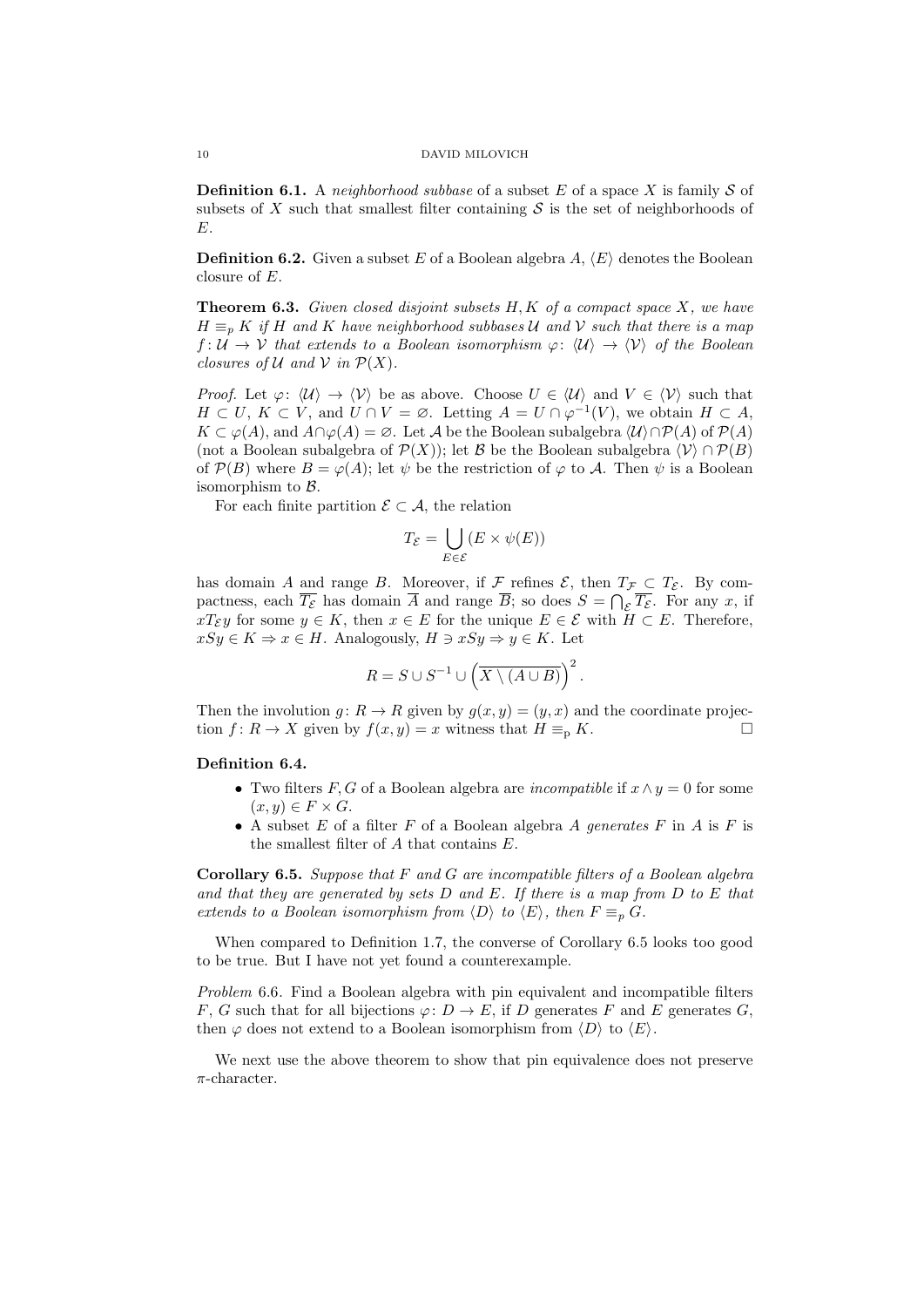**Definition 6.1.** A *neighborhood subbase* of a subset $E$ of a space $X$ is family $\mathcal{S}$ of subsets of $X$ such that smallest filter containing $\mathcal{S}$ is the set of neighborhoods of $E$.

**Definition 6.2.** Given a subset $E$ of a Boolean algebra $A$, $\langle E\rangle$ denotes the Boolean closure of $E$.

**Theorem 6.3.** *Given closed disjoint subsets $H, K$ of a compact space $X$, we have $H \equiv_p K$ if $H$ and $K$ have neighborhood subbases $\mathcal{U}$ and $\mathcal{V}$ such that there is a map $f\colon \mathcal{U} \to \mathcal{V}$ that extends to a Boolean isomorphism $\varphi\colon \langle\mathcal{U}\rangle \to \langle\mathcal{V}\rangle$ of the Boolean closures of $\mathcal{U}$ and $\mathcal{V}$ in $\mathcal{P}(X)$.*

*Proof.* Let $\varphi\colon \langle\mathcal{U}\rangle \to \langle\mathcal{V}\rangle$ be as above. Choose $U \in \langle\mathcal{U}\rangle$ and $V \in \langle\mathcal{V}\rangle$ such that $H \subset U$, $K \subset V$, and $U \cap V = \varnothing$. Letting $A = U \cap \varphi^{-1}(V)$, we obtain $H \subset A$, $K \subset \varphi(A)$, and $A \cap \varphi(A) = \varnothing$. Let $\mathcal{A}$ be the Boolean subalgebra $\langle\mathcal{U}\rangle \cap \mathcal{P}(A)$ of $\mathcal{P}(A)$ (not a Boolean subalgebra of $\mathcal{P}(X)$); let $\mathcal{B}$ be the Boolean subalgebra $\langle\mathcal{V}\rangle \cap \mathcal{P}(B)$ of $\mathcal{P}(B)$ where $B = \varphi(A)$; let $\psi$ be the restriction of $\varphi$ to $\mathcal{A}$. Then $\psi$ is a Boolean isomorphism to $\mathcal{B}$.

For each finite partition $\mathcal{E} \subset \mathcal{A}$, the relation

$$T_{\mathcal{E}} = \bigcup_{E \in \mathcal{E}} (E \times \psi(E))$$

has domain $A$ and range $B$. Moreover, if $\mathcal{F}$ refines $\mathcal{E}$, then $T_{\mathcal{F}} \subset T_{\mathcal{E}}$. By compactness, each $\overline{T_{\mathcal{E}}}$ has domain $\overline{A}$ and range $\overline{B}$; so does $S = \bigcap_{\mathcal{E}} \overline{T_{\mathcal{E}}}$. For any $x$, if $x T_{\mathcal{E}} y$ for some $y \in K$, then $x \in E$ for the unique $E \in \mathcal{E}$ with $H \subset E$. Therefore, $xSy \in K \Rightarrow x \in H$. Analogously, $H \ni xSy \Rightarrow y \in K$. Let

$$R = S \cup S^{-1} \cup \left(\overline{X \setminus (A \cup B)}\right)^2.$$

Then the involution $g\colon R \to R$ given by $g(x, y) = (y, x)$ and the coordinate projection $f\colon R \to X$ given by $f(x, y) = x$ witness that $H \equiv_{\mathrm{p}} K$. $\square$

**Definition 6.4.**

- Two filters $F, G$ of a Boolean algebra are *incompatible* if $x \wedge y = 0$ for some $(x, y) \in F \times G$.
- A subset $E$ of a filter $F$ of a Boolean algebra $A$ *generates* $F$ in $A$ is $F$ is the smallest filter of $A$ that contains $E$.

**Corollary 6.5.** *Suppose that $F$ and $G$ are incompatible filters of a Boolean algebra and that they are generated by sets $D$ and $E$. If there is a map from $D$ to $E$ that extends to a Boolean isomorphism from $\langle D\rangle$ to $\langle E\rangle$, then $F \equiv_p G$.*

When compared to Definition 1.7, the converse of Corollary 6.5 looks too good to be true. But I have not yet found a counterexample.

*Problem* 6.6. Find a Boolean algebra with pin equivalent and incompatible filters $F$, $G$ such that for all bijections $\varphi\colon D \to E$, if $D$ generates $F$ and $E$ generates $G$, then $\varphi$ does not extend to a Boolean isomorphism from $\langle D\rangle$ to $\langle E\rangle$.

We next use the above theorem to show that pin equivalence does not preserve $\pi$-character.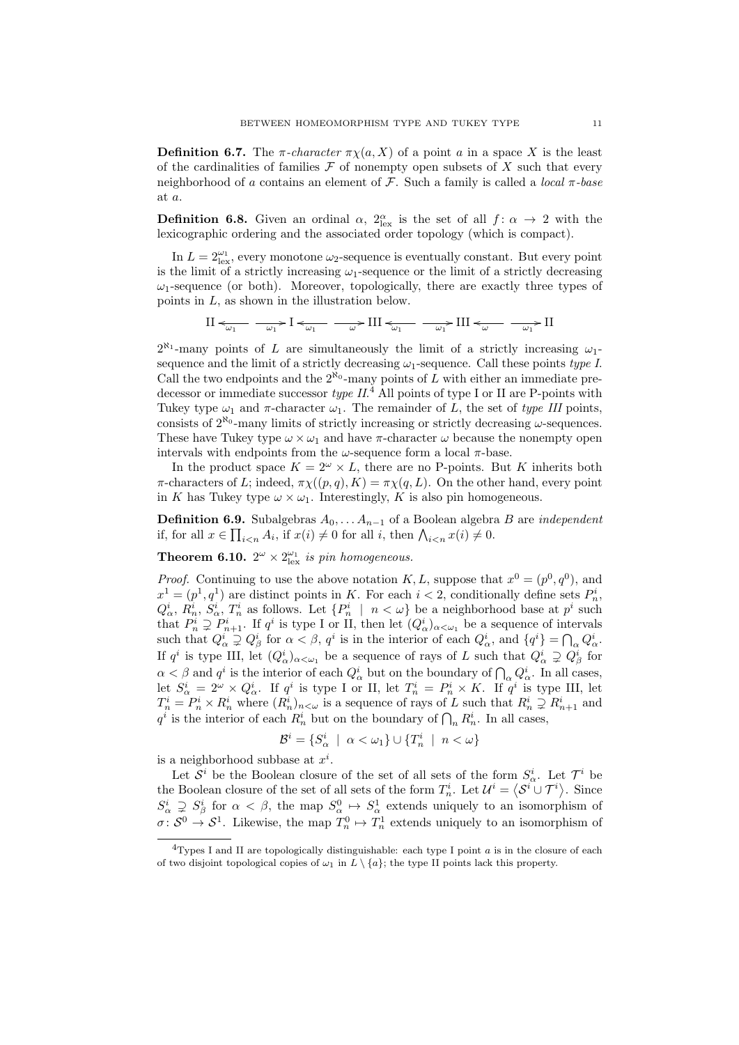**Definition 6.7.** The *$\pi$-character* $\pi\chi(a, X)$ of a point $a$ in a space $X$ is the least of the cardinalities of families $\mathcal{F}$ of nonempty open subsets of $X$ such that every neighborhood of $a$ contains an element of $\mathcal{F}$. Such a family is called a *local $\pi$-base* at $a$.

**Definition 6.8.** Given an ordinal $\alpha$, $2^\alpha_{\mathrm{lex}}$ is the set of all $f\colon \alpha \to 2$ with the lexicographic ordering and the associated order topology (which is compact).

In $L = 2^{\omega_1}_{\mathrm{lex}}$, every monotone $\omega_2$-sequence is eventually constant. But every point is the limit of a strictly increasing $\omega_1$-sequence or the limit of a strictly decreasing $\omega_1$-sequence (or both). Moreover, topologically, there are exactly three types of points in $L$, as shown in the illustration below.

$$\mathrm{II} \xleftarrow[\omega_1]{} \quad \xrightarrow[\omega_1]{} \mathrm{I} \xleftarrow[\omega_1]{} \quad \xrightarrow[\omega]{} \mathrm{III} \xleftarrow[\omega_1]{} \quad \xrightarrow[\omega_1]{} \mathrm{III} \xleftarrow[\omega]{} \quad \xrightarrow[\omega_1]{} \mathrm{II}$$

$2^{\aleph_1}$-many points of $L$ are simultaneously the limit of a strictly increasing $\omega_1$-sequence and the limit of a strictly decreasing $\omega_1$-sequence. Call these points *type I*. Call the two endpoints and the $2^{\aleph_0}$-many points of $L$ with either an immediate predecessor or immediate successor *type II*.[4] All points of type I or II are P-points with Tukey type $\omega_1$ and $\pi$-character $\omega_1$. The remainder of $L$, the set of *type III* points, consists of $2^{\aleph_0}$-many limits of strictly increasing or strictly decreasing $\omega$-sequences. These have Tukey type $\omega \times \omega_1$ and have $\pi$-character $\omega$ because the nonempty open intervals with endpoints from the $\omega$-sequence form a local $\pi$-base.

In the product space $K = 2^\omega \times L$, there are no P-points. But $K$ inherits both $\pi$-characters of $L$; indeed, $\pi\chi((p, q), K) = \pi\chi(q, L)$. On the other hand, every point in $K$ has Tukey type $\omega \times \omega_1$. Interestingly, $K$ is also pin homogeneous.

**Definition 6.9.** Subalgebras $A_0, \ldots A_{n-1}$ of a Boolean algebra $B$ are *independent* if, for all $x \in \prod_{i<n} A_i$, if $x(i) \neq 0$ for all $i$, then $\bigwedge_{i<n} x(i) \neq 0$.

**Theorem 6.10.** *$2^\omega \times 2^{\omega_1}_{\mathrm{lex}}$ is pin homogeneous.*

*Proof.* Continuing to use the above notation $K, L$, suppose that $x^0 = (p^0, q^0)$, and $x^1 = (p^1, q^1)$ are distinct points in $K$. For each $i < 2$, conditionally define sets $P^i_n$, $Q^i_\alpha$, $R^i_n$, $S^i_\alpha$, $T^i_n$ as follows. Let $\{P^i_n \mid n < \omega\}$ be a neighborhood base at $p^i$ such that $P^i_n \supsetneq P^i_{n+1}$. If $q^i$ is type I or II, then let $(Q^i_\alpha)_{\alpha<\omega_1}$ be a sequence of intervals such that $Q^i_\alpha \supsetneq Q^i_\beta$ for $\alpha < \beta$, $q^i$ is in the interior of each $Q^i_\alpha$, and $\{q^i\} = \bigcap_\alpha Q^i_\alpha$. If $q^i$ is type III, let $(Q^i_\alpha)_{\alpha<\omega_1}$ be a sequence of rays of $L$ such that $Q^i_\alpha \supsetneq Q^i_\beta$ for $\alpha < \beta$ and $q^i$ is the interior of each $Q^i_\alpha$ but on the boundary of $\bigcap_\alpha Q^i_\alpha$. In all cases, let $S^i_\alpha = 2^\omega \times Q^i_\alpha$. If $q^i$ is type I or II, let $T^i_n = P^i_n \times K$. If $q^i$ is type III, let $T^i_n = P^i_n \times R^i_n$ where $(R^i_n)_{n<\omega}$ is a sequence of rays of $L$ such that $R^i_n \supsetneq R^i_{n+1}$ and $q^i$ is the interior of each $R^i_n$ but on the boundary of $\bigcap_n R^i_n$. In all cases,

$$\mathcal{B}^i = \{S^i_\alpha \mid \alpha < \omega_1\} \cup \{T^i_n \mid n < \omega\}$$

is a neighborhood subbase at $x^i$.

Let $\mathcal{S}^i$ be the Boolean closure of the set of all sets of the form $S^i_\alpha$. Let $\mathcal{T}^i$ be the Boolean closure of the set of all sets of the form $T^i_n$. Let $\mathcal{U}^i = \langle \mathcal{S}^i \cup \mathcal{T}^i \rangle$. Since $S^i_\alpha \supsetneq S^i_\beta$ for $\alpha < \beta$, the map $S^0_\alpha \mapsto S^1_\alpha$ extends uniquely to an isomorphism of $\sigma\colon \mathcal{S}^0 \to \mathcal{S}^1$. Likewise, the map $T^0_n \mapsto T^1_n$ extends uniquely to an isomorphism of

---

[4] Types I and II are topologically distinguishable: each type I point $a$ is in the closure of each of two disjoint topological copies of $\omega_1$ in $L \setminus \{a\}$; the type II points lack this property.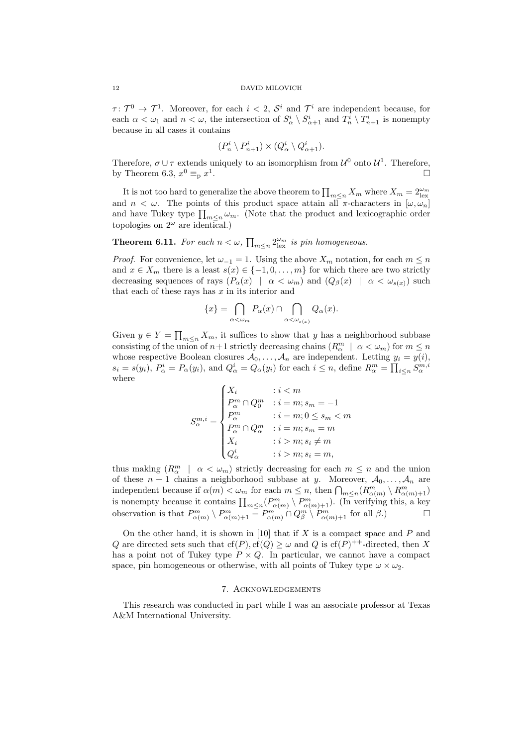$\tau\colon \mathcal{T}^0 \to \mathcal{T}^1$. Moreover, for each $i < 2$, $\mathcal{S}^i$ and $\mathcal{T}^i$ are independent because, for each $\alpha < \omega_1$ and $n < \omega$, the intersection of $S^i_\alpha \setminus S^i_{\alpha+1}$ and $T^i_n \setminus T^i_{n+1}$ is nonempty because in all cases it contains

$$(P^i_n \setminus P^i_{n+1}) \times (Q^i_\alpha \setminus Q^i_{\alpha+1}).$$

Therefore, $\sigma \cup \tau$ extends uniquely to an isomorphism from $\mathcal{U}^0$ onto $\mathcal{U}^1$. Therefore, by Theorem 6.3, $x^0 \equiv_{\mathrm{p}} x^1$. □

It is not too hard to generalize the above theorem to $\prod_{m\leq n} X_m$ where $X_m = 2^{\omega_m}_{\mathrm{lex}}$ and $n < \omega$. The points of this product space attain all $\pi$-characters in $[\omega, \omega_n]$ and have Tukey type $\prod_{m\leq n} \omega_m$. (Note that the product and lexicographic order topologies on $2^\omega$ are identical.)

**Theorem 6.11.** *For each $n < \omega$, $\prod_{m\leq n} 2^{\omega_m}_{\mathrm{lex}}$ is pin homogeneous.*

*Proof.* For convenience, let $\omega_{-1} = 1$. Using the above $X_m$ notation, for each $m \leq n$ and $x \in X_m$ there is a least $s(x) \in \{-1, 0, \ldots, m\}$ for which there are two strictly decreasing sequences of rays $(P_\alpha(x) \mid \alpha < \omega_m)$ and $(Q_\beta(x) \mid \alpha < \omega_{s(x)})$ such that each of these rays has $x$ in its interior and

$$\{x\} = \bigcap_{\alpha<\omega_m} P_\alpha(x) \cap \bigcap_{\alpha<\omega_{s(x)}} Q_\alpha(x).$$

Given $y \in Y = \prod_{m\leq n} X_m$, it suffices to show that $y$ has a neighborhood subbase consisting of the union of $n+1$ strictly decreasing chains $(R^m_\alpha \mid \alpha < \omega_m)$ for $m \leq n$ whose respective Boolean closures $\mathcal{A}_0, \ldots, \mathcal{A}_n$ are independent. Letting $y_i = y(i)$, $s_i = s(y_i)$, $P^i_\alpha = P_\alpha(y_i)$, and $Q^i_\alpha = Q_\alpha(y_i)$ for each $i \leq n$, define $R^m_\alpha = \prod_{i\leq n} S^{m,i}_\alpha$ where

$$S^{m,i}_\alpha = \begin{cases} X_i & : i < m \\ P^m_\alpha \cap Q^m_0 & : i = m; s_m = -1 \\ P^m_\alpha & : i = m; 0 \leq s_m < m \\ P^m_\alpha \cap Q^m_\alpha & : i = m; s_m = m \\ X_i & : i > m; s_i \neq m \\ Q^i_\alpha & : i > m; s_i = m, \end{cases}$$

thus making $(R^m_\alpha \mid \alpha < \omega_m)$ strictly decreasing for each $m \leq n$ and the union of these $n+1$ chains a neighborhood subbase at $y$. Moreover, $\mathcal{A}_0, \ldots, \mathcal{A}_n$ are independent because if $\alpha(m) < \omega_m$ for each $m \leq n$, then $\bigcap_{m\leq n}(R^m_{\alpha(m)} \setminus R^m_{\alpha(m)+1})$ is nonempty because it contains $\prod_{m\leq n}(P^m_{\alpha(m)} \setminus P^m_{\alpha(m)+1})$. (In verifying this, a key observation is that $P^m_{\alpha(m)} \setminus P^m_{\alpha(m)+1} = P^m_{\alpha(m)} \cap Q^m_\beta \setminus P^m_{\alpha(m)+1}$ for all $\beta$.) □

On the other hand, it is shown in [10] that if $X$ is a compact space and $P$ and $Q$ are directed sets such that $\mathrm{cf}(P), \mathrm{cf}(Q) \geq \omega$ and $Q$ is $\mathrm{cf}(P)^{++}$-directed, then $X$ has a point not of Tukey type $P \times Q$. In particular, we cannot have a compact space, pin homogeneous or otherwise, with all points of Tukey type $\omega \times \omega_2$.

## 7. Acknowledgements

This research was conducted in part while I was an associate professor at Texas A&M International University.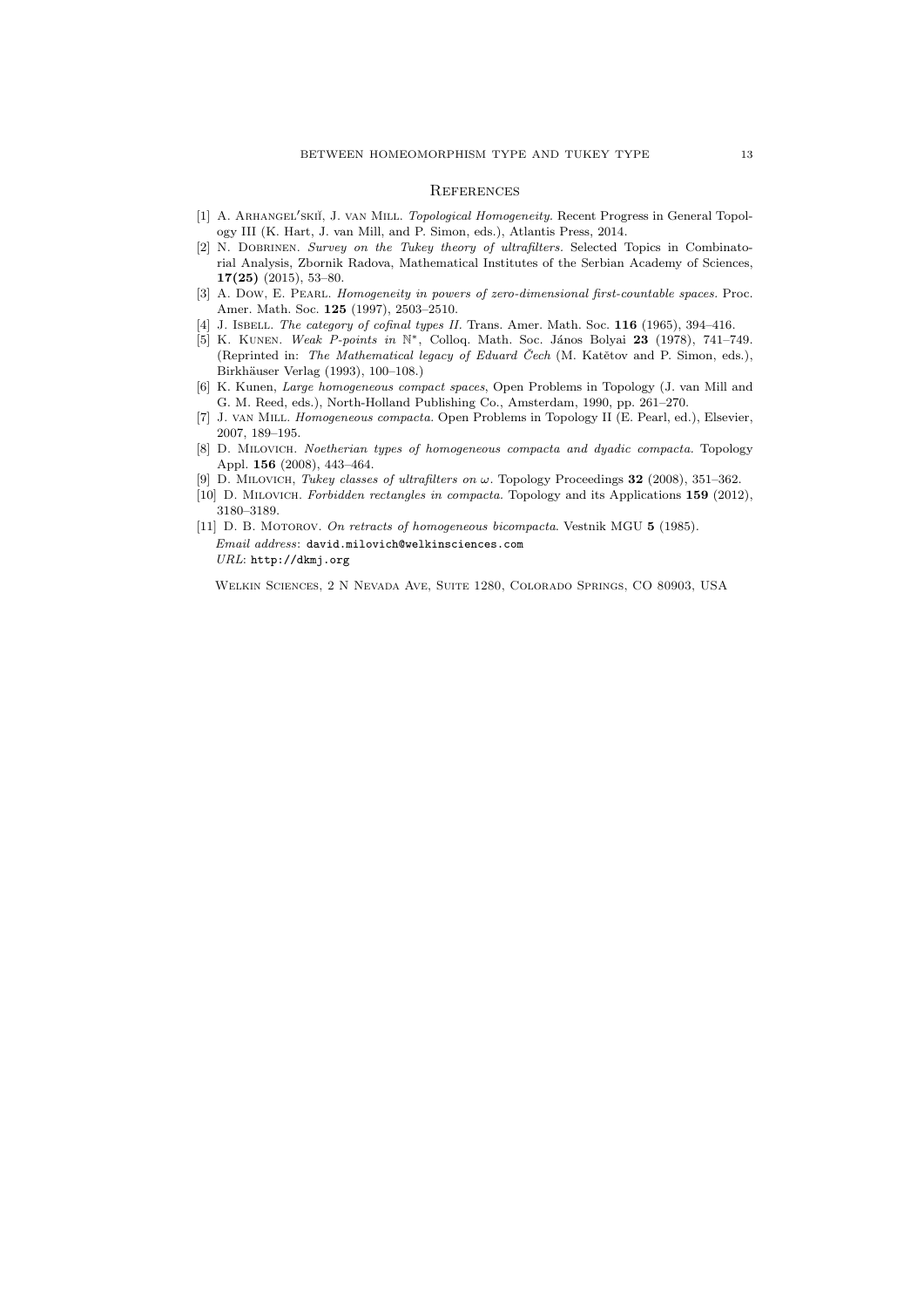## References

[1] A. Arhangel′skiĭ, J. van Mill. *Topological Homogeneity.* Recent Progress in General Topology III (K. Hart, J. van Mill, and P. Simon, eds.), Atlantis Press, 2014.

[2] N. Dobrinen. *Survey on the Tukey theory of ultrafilters.* Selected Topics in Combinatorial Analysis, Zbornik Radova, Mathematical Institutes of the Serbian Academy of Sciences, **17(25)** (2015), 53–80.

[3] A. Dow, E. Pearl. *Homogeneity in powers of zero-dimensional first-countable spaces.* Proc. Amer. Math. Soc. **125** (1997), 2503–2510.

[4] J. Isbell. *The category of cofinal types II.* Trans. Amer. Math. Soc. **116** (1965), 394–416.

[5] K. Kunen. *Weak P-points in* $\mathbb{N}^*$, Colloq. Math. Soc. János Bolyai **23** (1978), 741–749. (Reprinted in: *The Mathematical legacy of Eduard Čech* (M. Katětov and P. Simon, eds.), Birkhäuser Verlag (1993), 100–108.)

[6] K. Kunen, *Large homogeneous compact spaces*, Open Problems in Topology (J. van Mill and G. M. Reed, eds.), North-Holland Publishing Co., Amsterdam, 1990, pp. 261–270.

[7] J. van Mill. *Homogeneous compacta.* Open Problems in Topology II (E. Pearl, ed.), Elsevier, 2007, 189–195.

[8] D. Milovich. *Noetherian types of homogeneous compacta and dyadic compacta.* Topology Appl. **156** (2008), 443–464.

[9] D. Milovich, *Tukey classes of ultrafilters on* $\omega$. Topology Proceedings **32** (2008), 351–362.

[10] D. Milovich. *Forbidden rectangles in compacta.* Topology and its Applications **159** (2012), 3180–3189.

[11] D. B. Motorov. *On retracts of homogeneous bicompacta.* Vestnik MGU **5** (1985).

*Email address*: `david.milovich@welkinsciences.com`
*URL*: `http://dkmj.org`

Welkin Sciences, 2 N Nevada Ave, Suite 1280, Colorado Springs, CO 80903, USA